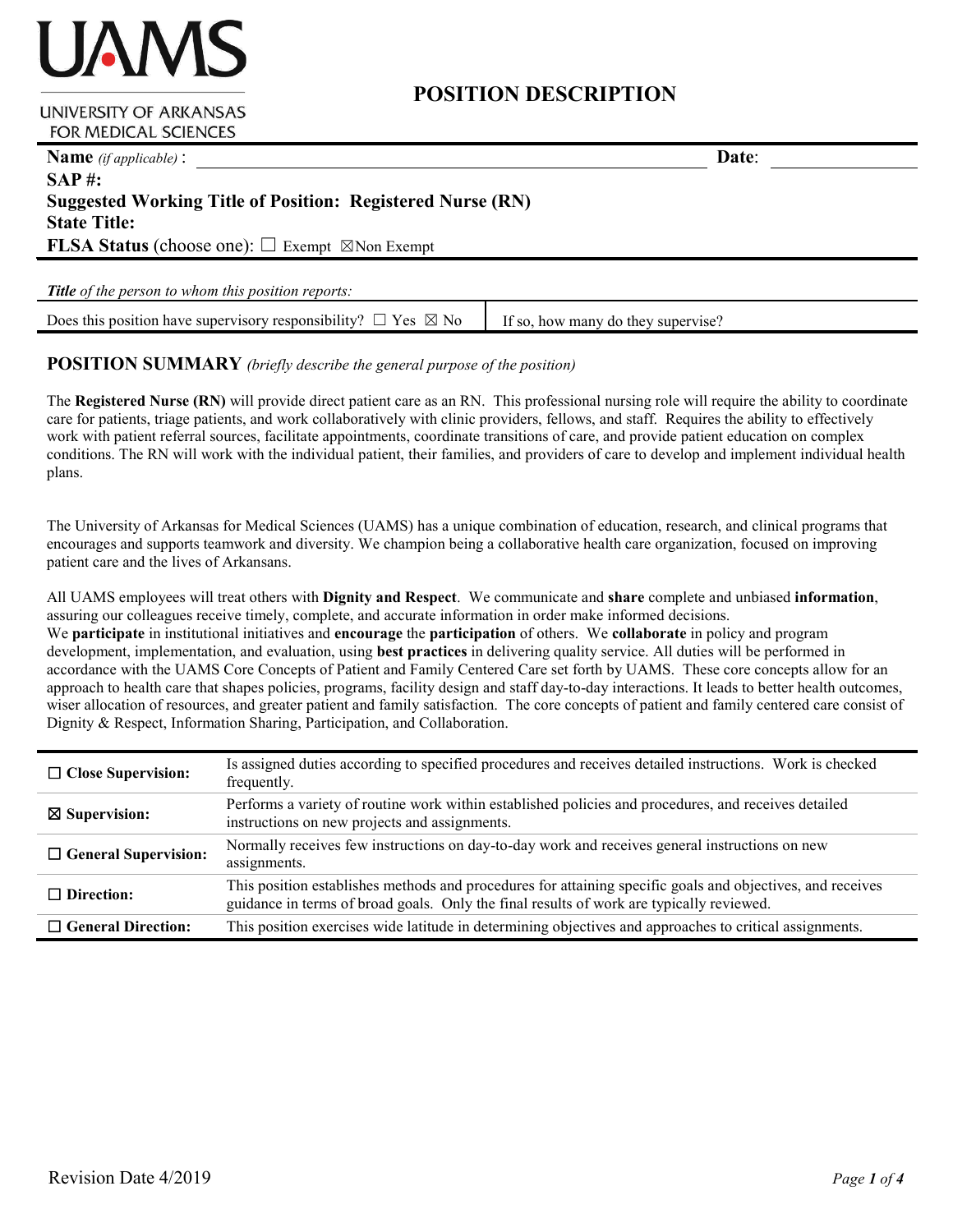UAMS

UNIVERSITY OF ARKANSAS FOR MEDICAL SCIENCES

# POSITION DESCRIPTION

**Name** *(if applicable)* : **Date**:

**SAP #:**

**Suggested Working Title of Position: Registered Nurse (RN)**

**State Title:**

**FLSA Status** (choose one): ☐ Exempt ☒Non Exempt

***Title*** *of the person to whom this position reports:*

| Does this position have supervisory responsibility? ☐ Yes ☒ No | If so, how many do they supervise? |
|---|---|

## POSITION SUMMARY *(briefly describe the general purpose of the position)*

The **Registered Nurse (RN)** will provide direct patient care as an RN. This professional nursing role will require the ability to coordinate care for patients, triage patients, and work collaboratively with clinic providers, fellows, and staff. Requires the ability to effectively work with patient referral sources, facilitate appointments, coordinate transitions of care, and provide patient education on complex conditions. The RN will work with the individual patient, their families, and providers of care to develop and implement individual health plans.

The University of Arkansas for Medical Sciences (UAMS) has a unique combination of education, research, and clinical programs that encourages and supports teamwork and diversity. We champion being a collaborative health care organization, focused on improving patient care and the lives of Arkansans.

All UAMS employees will treat others with **Dignity and Respect**. We communicate and **share** complete and unbiased **information**, assuring our colleagues receive timely, complete, and accurate information in order make informed decisions.
We **participate** in institutional initiatives and **encourage** the **participation** of others. We **collaborate** in policy and program development, implementation, and evaluation, using **best practices** in delivering quality service. All duties will be performed in accordance with the UAMS Core Concepts of Patient and Family Centered Care set forth by UAMS. These core concepts allow for an approach to health care that shapes policies, programs, facility design and staff day-to-day interactions. It leads to better health outcomes, wiser allocation of resources, and greater patient and family satisfaction. The core concepts of patient and family centered care consist of Dignity & Respect, Information Sharing, Participation, and Collaboration.

| | |
|---|---|
| ☐ **Close Supervision:** | Is assigned duties according to specified procedures and receives detailed instructions. Work is checked frequently. |
| ☒ **Supervision:** | Performs a variety of routine work within established policies and procedures, and receives detailed instructions on new projects and assignments. |
| ☐ **General Supervision:** | Normally receives few instructions on day-to-day work and receives general instructions on new assignments. |
| ☐ **Direction:** | This position establishes methods and procedures for attaining specific goals and objectives, and receives guidance in terms of broad goals. Only the final results of work are typically reviewed. |
| ☐ **General Direction:** | This position exercises wide latitude in determining objectives and approaches to critical assignments. |

Revision Date 4/2019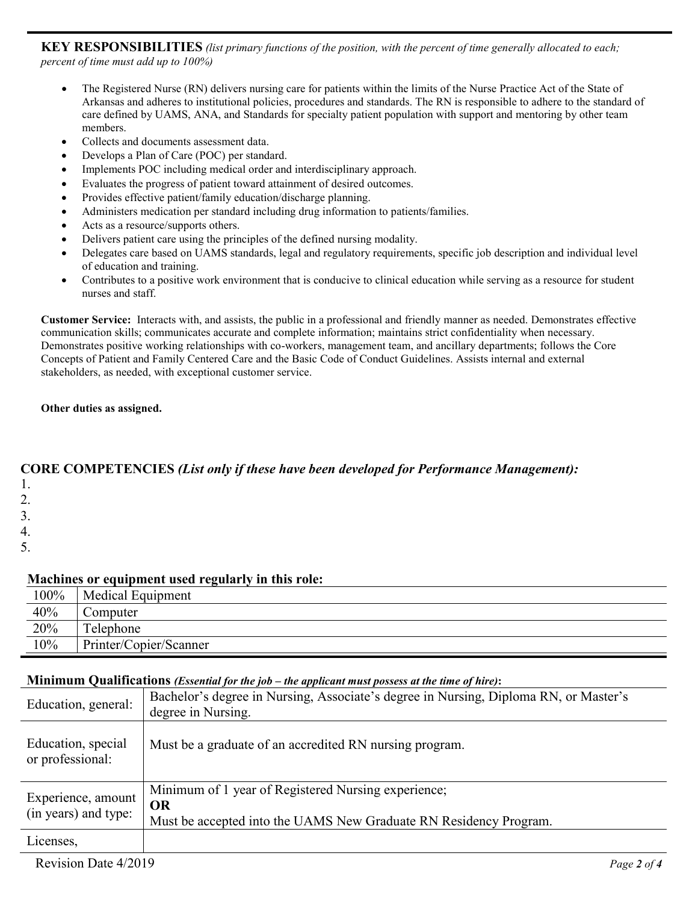**KEY RESPONSIBILITIES** *(list primary functions of the position, with the percent of time generally allocated to each; percent of time must add up to 100%)*

- The Registered Nurse (RN) delivers nursing care for patients within the limits of the Nurse Practice Act of the State of Arkansas and adheres to institutional policies, procedures and standards. The RN is responsible to adhere to the standard of care defined by UAMS, ANA, and Standards for specialty patient population with support and mentoring by other team members.
- Collects and documents assessment data.
- Develops a Plan of Care (POC) per standard.
- Implements POC including medical order and interdisciplinary approach.
- Evaluates the progress of patient toward attainment of desired outcomes.
- Provides effective patient/family education/discharge planning.
- Administers medication per standard including drug information to patients/families.
- Acts as a resource/supports others.
- Delivers patient care using the principles of the defined nursing modality.
- Delegates care based on UAMS standards, legal and regulatory requirements, specific job description and individual level of education and training.
- Contributes to a positive work environment that is conducive to clinical education while serving as a resource for student nurses and staff.

**Customer Service:** Interacts with, and assists, the public in a professional and friendly manner as needed. Demonstrates effective communication skills; communicates accurate and complete information; maintains strict confidentiality when necessary. Demonstrates positive working relationships with co-workers, management team, and ancillary departments; follows the Core Concepts of Patient and Family Centered Care and the Basic Code of Conduct Guidelines. Assists internal and external stakeholders, as needed, with exceptional customer service.

**Other duties as assigned.**

## CORE COMPETENCIES *(List only if these have been developed for Performance Management):*

1.
2.
3.
4.
5.

### Machines or equipment used regularly in this role:

| | |
|---|---|
| 100% | Medical Equipment |
| 40% | Computer |
| 20% | Telephone |
| 10% | Printer/Copier/Scanner |

### Minimum Qualifications *(Essential for the job – the applicant must possess at the time of hire)*:

| | |
|---|---|
| Education, general: | Bachelor's degree in Nursing, Associate's degree in Nursing, Diploma RN, or Master's degree in Nursing. |
| Education, special or professional: | Must be a graduate of an accredited RN nursing program. |
| Experience, amount (in years) and type: | Minimum of 1 year of Registered Nursing experience;<br>**OR**<br>Must be accepted into the UAMS New Graduate RN Residency Program. |
| Licenses, | |

Revision Date 4/2019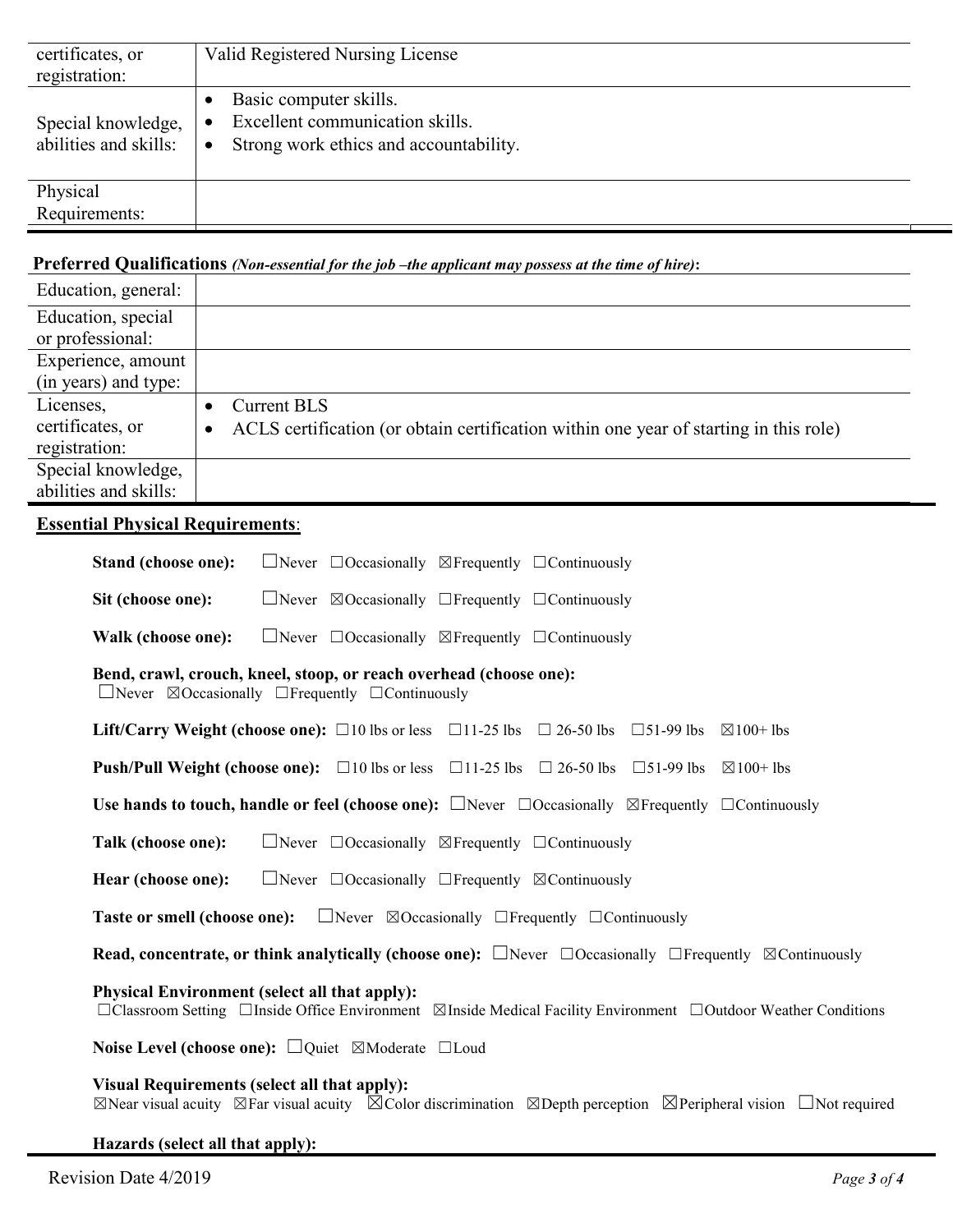| | |
|---|---|
| certificates, or registration: | Valid Registered Nursing License |
| Special knowledge, abilities and skills: | • Basic computer skills.<br>• Excellent communication skills.<br>• Strong work ethics and accountability. |
| Physical Requirements: | |

**Preferred Qualifications** ***(Non-essential for the job –the applicant may possess at the time of hire)*****:**

| | |
|---|---|
| Education, general: | |
| Education, special or professional: | |
| Experience, amount (in years) and type: | |
| Licenses, certificates, or registration: | • Current BLS<br>• ACLS certification (or obtain certification within one year of starting in this role) |
| Special knowledge, abilities and skills: | |

**Essential Physical Requirements**:

**Stand (choose one):** ☐Never ☐Occasionally ☒Frequently ☐Continuously

**Sit (choose one):** ☐Never ☒Occasionally ☐Frequently ☐Continuously

**Walk (choose one):** ☐Never ☐Occasionally ☒Frequently ☐Continuously

**Bend, crawl, crouch, kneel, stoop, or reach overhead (choose one):**
☐Never ☒Occasionally ☐Frequently ☐Continuously

**Lift/Carry Weight (choose one):** ☐10 lbs or less ☐11-25 lbs ☐ 26-50 lbs ☐51-99 lbs ☒100+ lbs

**Push/Pull Weight (choose one):** ☐10 lbs or less ☐11-25 lbs ☐ 26-50 lbs ☐51-99 lbs ☒100+ lbs

**Use hands to touch, handle or feel (choose one):** ☐Never ☐Occasionally ☒Frequently ☐Continuously

**Talk (choose one):** ☐Never ☐Occasionally ☒Frequently ☐Continuously

**Hear (choose one):** ☐Never ☐Occasionally ☐Frequently ☒Continuously

**Taste or smell (choose one):** ☐Never ☒Occasionally ☐Frequently ☐Continuously

**Read, concentrate, or think analytically (choose one):** ☐Never ☐Occasionally ☐Frequently ☒Continuously

**Physical Environment (select all that apply):**
☐Classroom Setting ☐Inside Office Environment ☒Inside Medical Facility Environment ☐Outdoor Weather Conditions

**Noise Level (choose one):** ☐Quiet ☒Moderate ☐Loud

**Visual Requirements (select all that apply):**
☒Near visual acuity ☒Far visual acuity ☒Color discrimination ☒Depth perception ☒Peripheral vision ☐Not required

**Hazards (select all that apply):**

Revision Date 4/2019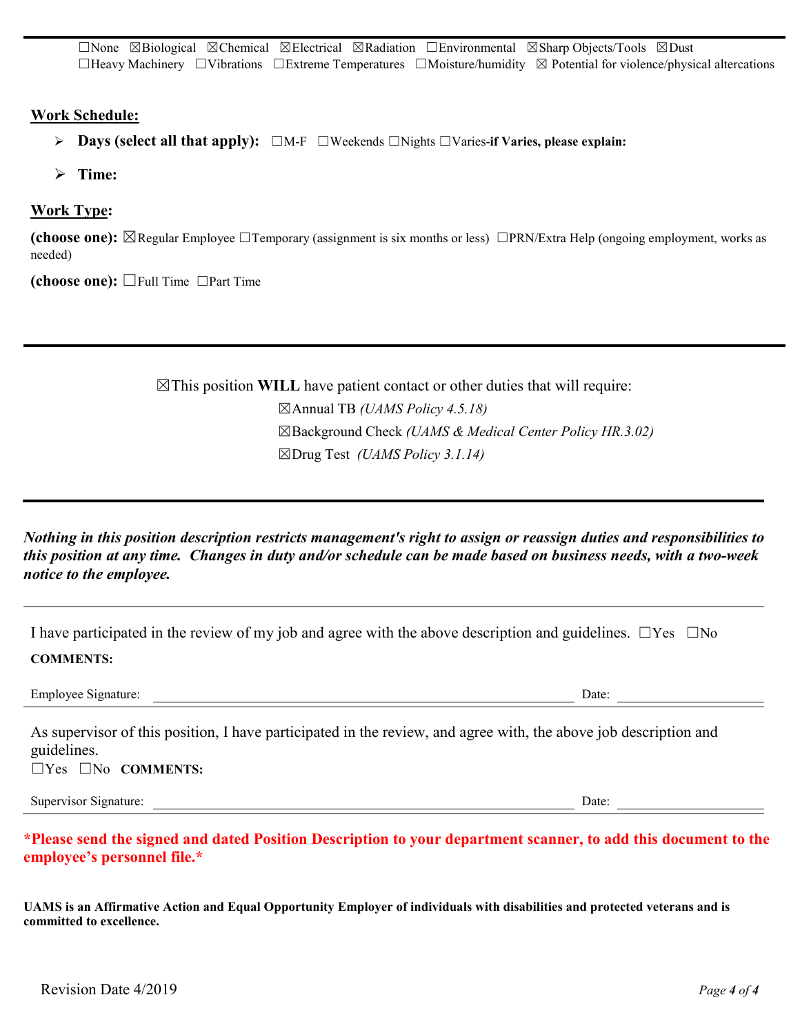☐None ☒Biological ☒Chemical ☒Electrical ☒Radiation ☐Environmental ☒Sharp Objects/Tools ☒Dust ☐Heavy Machinery ☐Vibrations ☐Extreme Temperatures ☐Moisture/humidity ☒ Potential for violence/physical altercations

## Work Schedule:

- **Days (select all that apply):** ☐M-F ☐Weekends ☐Nights ☐Varies-**if Varies, please explain:**
- **Time:**

## Work Type:

**(choose one):** ☒Regular Employee ☐Temporary (assignment is six months or less) ☐PRN/Extra Help (ongoing employment, works as needed)

**(choose one):** ☐Full Time ☐Part Time

---

☒This position **WILL** have patient contact or other duties that will require:

☒Annual TB *(UAMS Policy 4.5.18)*

☒Background Check *(UAMS & Medical Center Policy HR.3.02)*

☒Drug Test *(UAMS Policy 3.1.14)*

---

***Nothing in this position description restricts management's right to assign or reassign duties and responsibilities to this position at any time. Changes in duty and/or schedule can be made based on business needs, with a two-week notice to the employee.***

---

I have participated in the review of my job and agree with the above description and guidelines. ☐Yes ☐No

**COMMENTS:**

Employee Signature: ______________________________ Date: ______________

As supervisor of this position, I have participated in the review, and agree with, the above job description and guidelines.

☐Yes ☐No **COMMENTS:**

Supervisor Signature: ______________________________ Date: ______________

**\*Please send the signed and dated Position Description to your department scanner, to add this document to the employee's personnel file.\***

**UAMS is an Affirmative Action and Equal Opportunity Employer of individuals with disabilities and protected veterans and is committed to excellence.**

Revision Date 4/2019